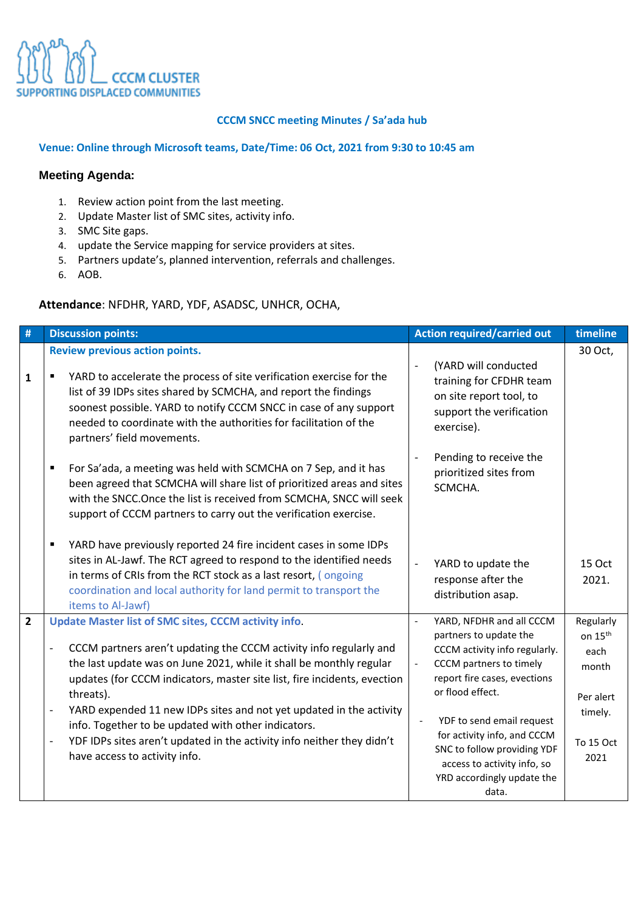CCCM CLUSTER
SUPPORTING DISPLACED COMMUNITIES

**CCCM SNCC meeting Minutes / Sa'ada hub**

**Venue: Online through Microsoft teams, Date/Time: 06 Oct, 2021 from 9:30 to 10:45 am**

### Meeting Agenda:

1. Review action point from the last meeting.
2. Update Master list of SMC sites, activity info.
3. SMC Site gaps.
4. update the Service mapping for service providers at sites.
5. Partners update's, planned intervention, referrals and challenges.
6. AOB.

**Attendance**: NFDHR, YARD, YDF, ASADSC, UNHCR, OCHA,

| # | Discussion points: | Action required/carried out | timeline |
|---|---|---|---|
| 1 | **Review previous action points.**<br><br>▪ YARD to accelerate the process of site verification exercise for the list of 39 IDPs sites shared by SCMCHA, and report the findings soonest possible. YARD to notify CCCM SNCC in case of any support needed to coordinate with the authorities for facilitation of the partners' field movements.<br><br>▪ For Sa'ada, a meeting was held with SCMCHA on 7 Sep, and it has been agreed that SCMCHA will share list of prioritized areas and sites with the SNCC.Once the list is received from SCMCHA, SNCC will seek support of CCCM partners to carry out the verification exercise.<br><br>▪ YARD have previously reported 24 fire incident cases in some IDPs sites in AL-Jawf. The RCT agreed to respond to the identified needs in terms of CRIs from the RCT stock as a last resort, ( ongoing coordination and local authority for land permit to transport the items to Al-Jawf) | - (YARD will conducted training for CFDHR team on site report tool, to support the verification exercise).<br><br>- Pending to receive the prioritized sites from SCMCHA.<br><br>- YARD to update the response after the distribution asap. | 30 Oct,<br><br>15 Oct 2021. |
| 2 | **Update Master list of SMC sites, CCCM activity info**.<br><br>- CCCM partners aren't updating the CCCM activity info regularly and the last update was on June 2021, while it shall be monthly regular updates (for CCCM indicators, master site list, fire incidents, evection threats).<br>- YARD expended 11 new IDPs sites and not yet updated in the activity info. Together to be updated with other indicators.<br>- YDF IDPs sites aren't updated in the activity info neither they didn't have access to activity info. | - YARD, NFDHR and all CCCM partners to update the CCCM activity info regularly.<br>- CCCM partners to timely report fire cases, evections or flood effect.<br><br>- YDF to send email request for activity info, and CCCM SNC to follow providing YDF access to activity info, so YRD accordingly update the data. | Regularly on 15th each month<br><br>Per alert timely.<br><br>To 15 Oct 2021 |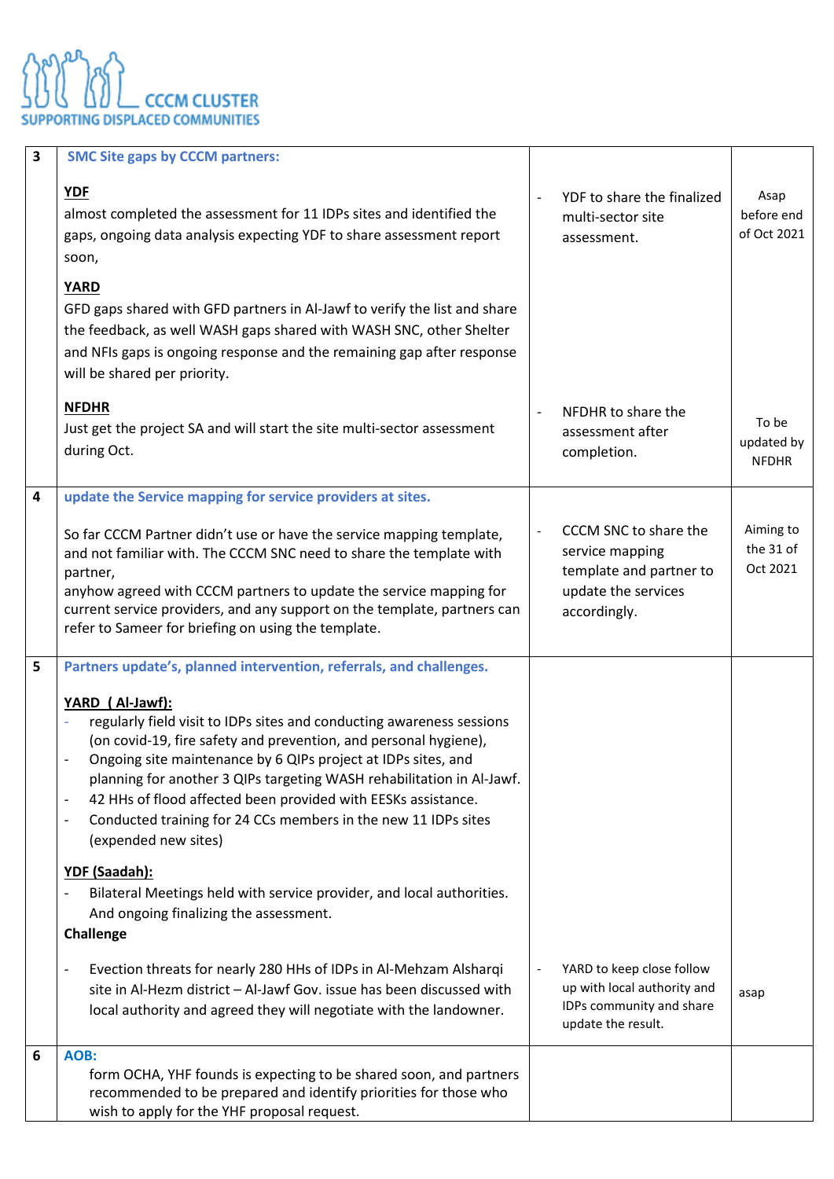**CCCM CLUSTER**
SUPPORTING DISPLACED COMMUNITIES

| | | | |
|---|---|---|---|
| 3 | **SMC Site gaps by CCCM partners:**<br><br>**YDF**<br>almost completed the assessment for 11 IDPs sites and identified the gaps, ongoing data analysis expecting YDF to share assessment report soon,<br><br>**YARD**<br>GFD gaps shared with GFD partners in Al-Jawf to verify the list and share the feedback, as well WASH gaps shared with WASH SNC, other Shelter and NFIs gaps is ongoing response and the remaining gap after response will be shared per priority.<br><br>**NFDHR**<br>Just get the project SA and will start the site multi-sector assessment during Oct. | - YDF to share the finalized multi-sector site assessment.<br><br>- NFDHR to share the assessment after completion. | Asap before end of Oct 2021<br><br>To be updated by NFDHR |
| 4 | **update the Service mapping for service providers at sites.**<br><br>So far CCCM Partner didn't use or have the service mapping template, and not familiar with. The CCCM SNC need to share the template with partner,<br>anyhow agreed with CCCM partners to update the service mapping for current service providers, and any support on the template, partners can refer to Sameer for briefing on using the template. | - CCCM SNC to share the service mapping template and partner to update the services accordingly. | Aiming to the 31 of Oct 2021 |
| 5 | **Partners update's, planned intervention, referrals, and challenges.**<br><br>**YARD ( Al-Jawf):**<br>- regularly field visit to IDPs sites and conducting awareness sessions (on covid-19, fire safety and prevention, and personal hygiene),<br>- Ongoing site maintenance by 6 QIPs project at IDPs sites, and planning for another 3 QIPs targeting WASH rehabilitation in Al-Jawf.<br>- 42 HHs of flood affected been provided with EESKs assistance.<br>- Conducted training for 24 CCs members in the new 11 IDPs sites (expended new sites)<br><br>**YDF (Saadah):**<br>- Bilateral Meetings held with service provider, and local authorities. And ongoing finalizing the assessment.<br><br>**Challenge**<br><br>- Evection threats for nearly 280 HHs of IDPs in Al-Mehzam Alsharqi site in Al-Hezm district – Al-Jawf Gov. issue has been discussed with local authority and agreed they will negotiate with the landowner. | - YARD to keep close follow up with local authority and IDPs community and share update the result. | asap |
| 6 | **AOB:**<br>form OCHA, YHF founds is expecting to be shared soon, and partners recommended to be prepared and identify priorities for those who wish to apply for the YHF proposal request. | | |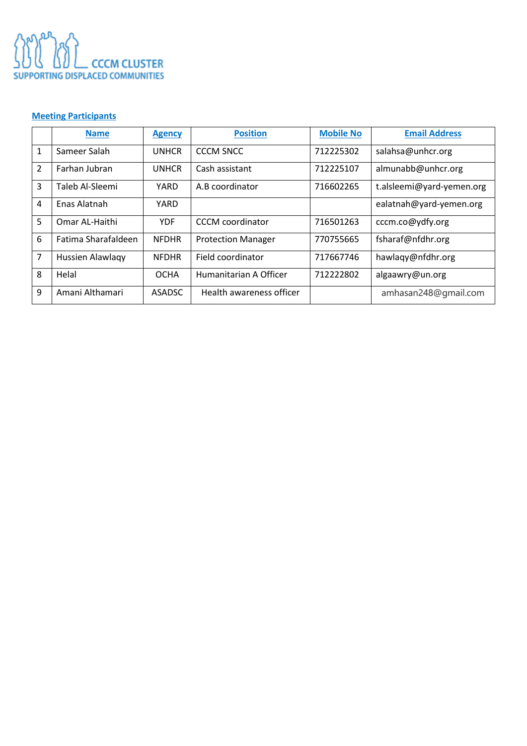CCCM CLUSTER
SUPPORTING DISPLACED COMMUNITIES

**Meeting Participants**

| | Name | Agency | Position | Mobile No | Email Address |
|---|---|---|---|---|---|
| 1 | Sameer Salah | UNHCR | CCCM SNCC | 712225302 | salahsa@unhcr.org |
| 2 | Farhan Jubran | UNHCR | Cash assistant | 712225107 | almunabb@unhcr.org |
| 3 | Taleb Al-Sleemi | YARD | A.B coordinator | 716602265 | t.alsleemi@yard-yemen.org |
| 4 | Enas Alatnah | YARD | | | ealatnah@yard-yemen.org |
| 5 | Omar AL-Haithi | YDF | CCCM coordinator | 716501263 | cccm.co@ydfy.org |
| 6 | Fatima Sharafaldeen | NFDHR | Protection Manager | 770755665 | fsharaf@nfdhr.org |
| 7 | Hussien Alawlaqy | NFDHR | Field coordinator | 717667746 | hawlaqy@nfdhr.org |
| 8 | Helal | OCHA | Humanitarian A Officer | 712222802 | algaawry@un.org |
| 9 | Amani Althamari | ASADSC | Health awareness officer | | amhasan248@gmail.com |